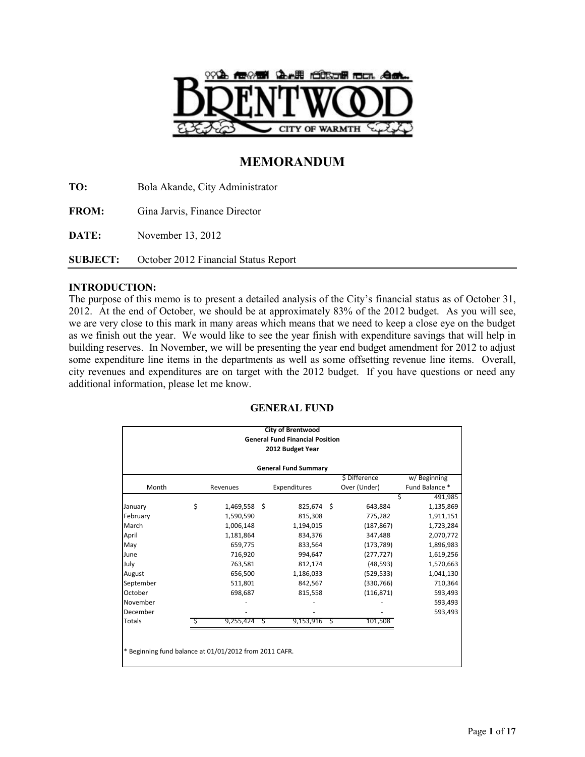# MEMORANDUM

**TO:** Bola Akande, City Administrator

**FROM:** Gina Jarvis, Finance Director

**DATE:** November 13, 2012

**SUBJECT:** October 2012 Financial Status Report

## INTRODUCTION:

The purpose of this memo is to present a detailed analysis of the City's financial status as of October 31, 2012. At the end of October, we should be at approximately 83% of the 2012 budget. As you will see, we are very close to this mark in many areas which means that we need to keep a close eye on the budget as we finish out the year. We would like to see the year finish with expenditure savings that will help in building reserves. In November, we will be presenting the year end budget amendment for 2012 to adjust some expenditure line items in the departments as well as some offsetting revenue line items. Overall, city revenues and expenditures are on target with the 2012 budget. If you have questions or need any additional information, please let me know.

## GENERAL FUND

**City of Brentwood**
**General Fund Financial Position**
**2012 Budget Year**

**General Fund Summary**

| Month | Revenues | Expenditures | $ Difference Over (Under) | w/ Beginning Fund Balance * |
|---|---|---|---|---|
| | | | | $ 491,985 |
| January | $ 1,469,558 | $ 825,674 | $ 643,884 | 1,135,869 |
| February | 1,590,590 | 815,308 | 775,282 | 1,911,151 |
| March | 1,006,148 | 1,194,015 | (187,867) | 1,723,284 |
| April | 1,181,864 | 834,376 | 347,488 | 2,070,772 |
| May | 659,775 | 833,564 | (173,789) | 1,896,983 |
| June | 716,920 | 994,647 | (277,727) | 1,619,256 |
| July | 763,581 | 812,174 | (48,593) | 1,570,663 |
| August | 656,500 | 1,186,033 | (529,533) | 1,041,130 |
| September | 511,801 | 842,567 | (330,766) | 710,364 |
| October | 698,687 | 815,558 | (116,871) | 593,493 |
| November | - | - | - | 593,493 |
| December | - | - | - | 593,493 |
| Totals | $ 9,255,424 | $ 9,153,916 | $ 101,508 | |

\* Beginning fund balance at 01/01/2012 from 2011 CAFR.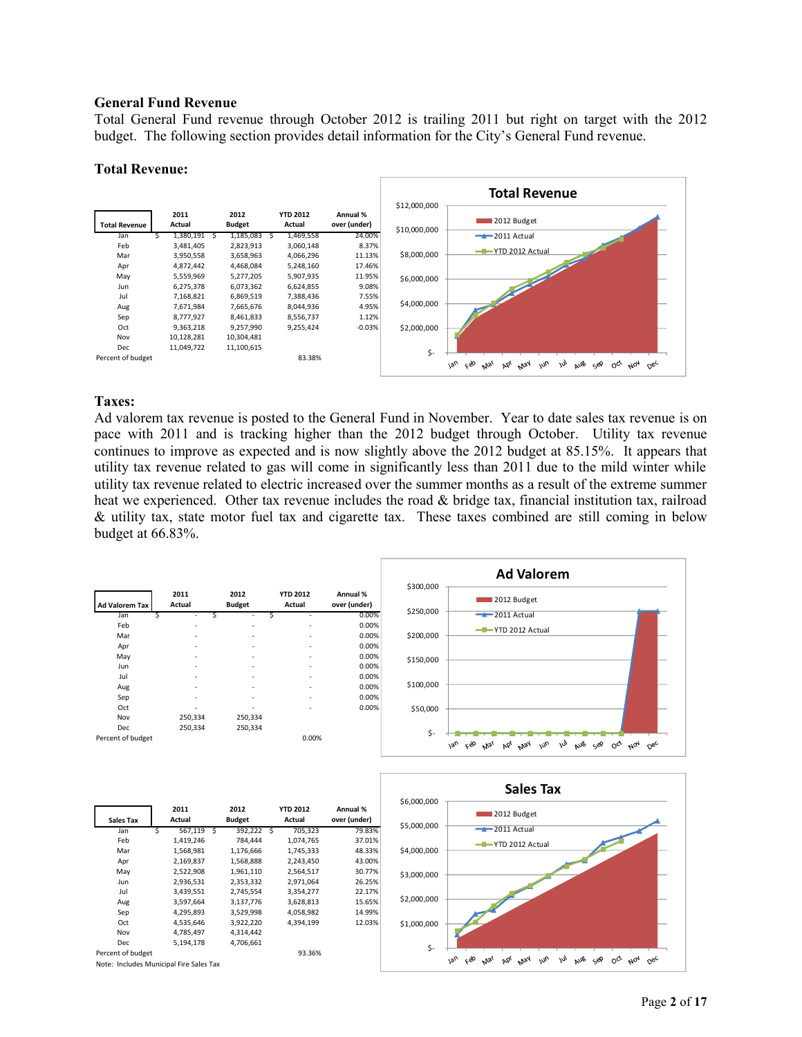## General Fund Revenue

Total General Fund revenue through October 2012 is trailing 2011 but right on target with the 2012 budget. The following section provides detail information for the City's General Fund revenue.

### Total Revenue:

| Total Revenue | 2011 Actual | 2012 Budget | YTD 2012 Actual | Annual % over (under) |
|---|---|---|---|---|
| Jan | $ 1,380,191 | $ 1,185,083 | $ 1,469,558 | 24.00% |
| Feb | 3,481,405 | 2,823,913 | 3,060,148 | 8.37% |
| Mar | 3,950,558 | 3,658,963 | 4,066,296 | 11.13% |
| Apr | 4,872,442 | 4,468,084 | 5,248,160 | 17.46% |
| May | 5,559,969 | 5,277,205 | 5,907,935 | 11.95% |
| Jun | 6,275,378 | 6,073,362 | 6,624,855 | 9.08% |
| Jul | 7,168,821 | 6,869,519 | 7,388,436 | 7.55% |
| Aug | 7,671,984 | 7,665,676 | 8,044,936 | 4.95% |
| Sep | 8,777,927 | 8,461,833 | 8,556,737 | 1.12% |
| Oct | 9,363,218 | 9,257,990 | 9,255,424 | -0.03% |
| Nov | 10,128,281 | 10,304,481 | | |
| Dec | 11,049,722 | 11,100,615 | | |
| Percent of budget | | | 83.38% | |

### Taxes:

Ad valorem tax revenue is posted to the General Fund in November. Year to date sales tax revenue is on pace with 2011 and is tracking higher than the 2012 budget through October. Utility tax revenue continues to improve as expected and is now slightly above the 2012 budget at 85.15%. It appears that utility tax revenue related to gas will come in significantly less than 2011 due to the mild winter while utility tax revenue related to electric increased over the summer months as a result of the extreme summer heat we experienced. Other tax revenue includes the road & bridge tax, financial institution tax, railroad & utility tax, state motor fuel tax and cigarette tax. These taxes combined are still coming in below budget at 66.83%.

| Ad Valorem Tax | 2011 Actual | 2012 Budget | YTD 2012 Actual | Annual % over (under) |
|---|---|---|---|---|
| Jan | $ - | $ - | $ - | 0.00% |
| Feb | - | - | - | 0.00% |
| Mar | - | - | - | 0.00% |
| Apr | - | - | - | 0.00% |
| May | - | - | - | 0.00% |
| Jun | - | - | - | 0.00% |
| Jul | - | - | - | 0.00% |
| Aug | - | - | - | 0.00% |
| Sep | - | - | - | 0.00% |
| Oct | - | - | - | 0.00% |
| Nov | 250,334 | 250,334 | | |
| Dec | 250,334 | 250,334 | | |
| Percent of budget | | | 0.00% | |

| Sales Tax | 2011 Actual | 2012 Budget | YTD 2012 Actual | Annual % over (under) |
|---|---|---|---|---|
| Jan | $ 567,119 | $ 392,222 | $ 705,323 | 79.83% |
| Feb | 1,419,246 | 784,444 | 1,074,765 | 37.01% |
| Mar | 1,568,981 | 1,176,666 | 1,745,333 | 48.33% |
| Apr | 2,169,837 | 1,568,888 | 2,243,450 | 43.00% |
| May | 2,522,908 | 1,961,110 | 2,564,517 | 30.77% |
| Jun | 2,936,531 | 2,353,332 | 2,971,064 | 26.25% |
| Jul | 3,439,551 | 2,745,554 | 3,354,277 | 22.17% |
| Aug | 3,597,664 | 3,137,776 | 3,628,813 | 15.65% |
| Sep | 4,295,893 | 3,529,998 | 4,058,982 | 14.99% |
| Oct | 4,535,646 | 3,922,220 | 4,394,199 | 12.03% |
| Nov | 4,785,497 | 4,314,442 | | |
| Dec | 5,194,178 | 4,706,661 | | |
| Percent of budget | | | 93.36% | |

Note: Includes Municipal Fire Sales Tax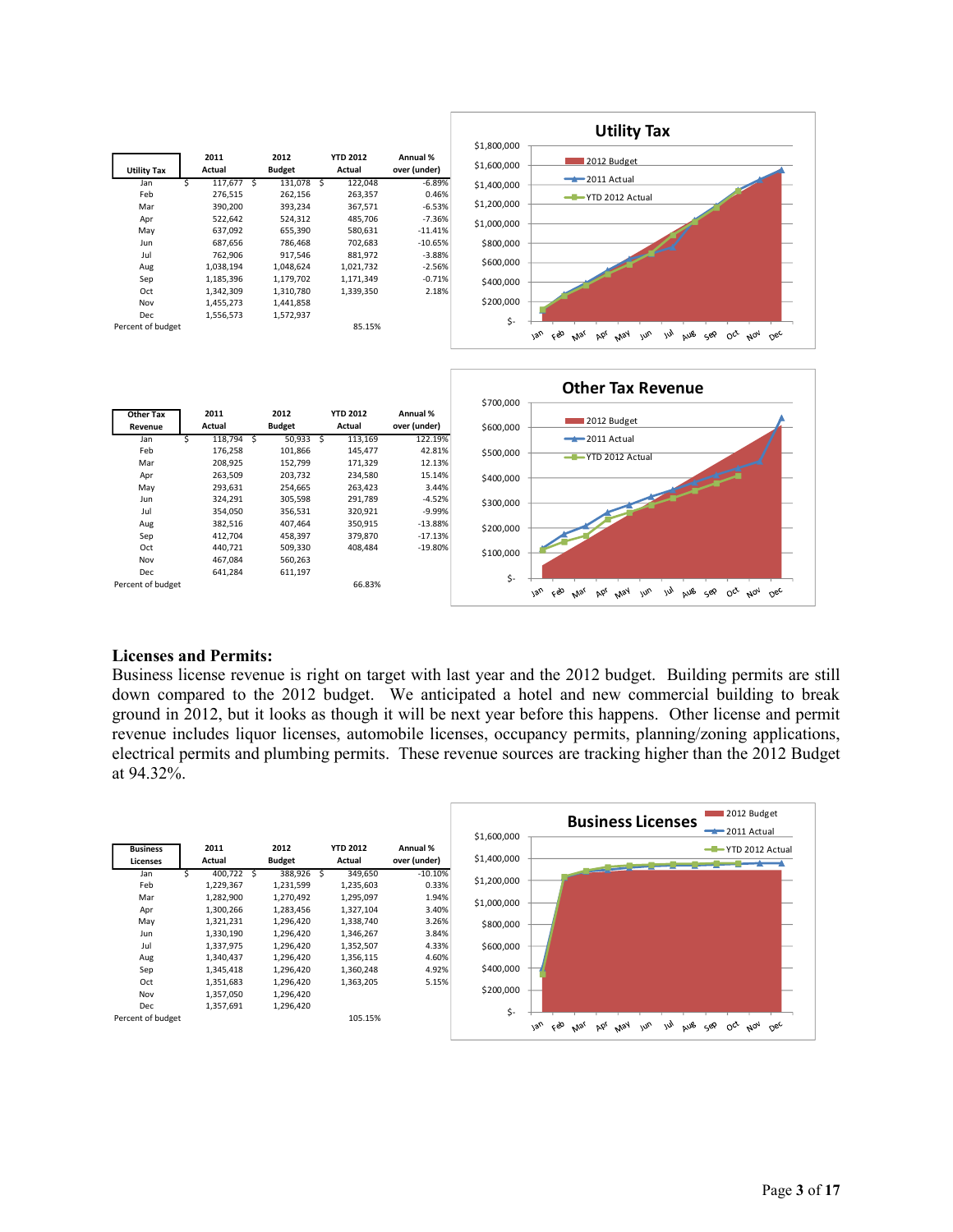| Utility Tax | 2011 Actual | 2012 Budget | YTD 2012 Actual | Annual % over (under) |
|---|---|---|---|---|
| Jan | $ 117,677 | $ 131,078 | $ 122,048 | -6.89% |
| Feb | 276,515 | 262,156 | 263,357 | 0.46% |
| Mar | 390,200 | 393,234 | 367,571 | -6.53% |
| Apr | 522,642 | 524,312 | 485,706 | -7.36% |
| May | 637,092 | 655,390 | 580,631 | -11.41% |
| Jun | 687,656 | 786,468 | 702,683 | -10.65% |
| Jul | 762,906 | 917,546 | 881,972 | -3.88% |
| Aug | 1,038,194 | 1,048,624 | 1,021,732 | -2.56% |
| Sep | 1,185,396 | 1,179,702 | 1,171,349 | -0.71% |
| Oct | 1,342,309 | 1,310,780 | 1,339,350 | 2.18% |
| Nov | 1,455,273 | 1,441,858 | | |
| Dec | 1,556,573 | 1,572,937 | | |
| Percent of budget | | | 85.15% | |

| Other Tax Revenue | 2011 Actual | 2012 Budget | YTD 2012 Actual | Annual % over (under) |
|---|---|---|---|---|
| Jan | $ 118,794 | $ 50,933 | $ 113,169 | 122.19% |
| Feb | 176,258 | 101,866 | 145,477 | 42.81% |
| Mar | 208,925 | 152,799 | 171,329 | 12.13% |
| Apr | 263,509 | 203,732 | 234,580 | 15.14% |
| May | 293,631 | 254,665 | 263,423 | 3.44% |
| Jun | 324,291 | 305,598 | 291,789 | -4.52% |
| Jul | 354,050 | 356,531 | 320,921 | -9.99% |
| Aug | 382,516 | 407,464 | 350,915 | -13.88% |
| Sep | 412,704 | 458,397 | 379,870 | -17.13% |
| Oct | 440,721 | 509,330 | 408,484 | -19.80% |
| Nov | 467,084 | 560,263 | | |
| Dec | 641,284 | 611,197 | | |
| Percent of budget | | | 66.83% | |

## Licenses and Permits:

Business license revenue is right on target with last year and the 2012 budget. Building permits are still down compared to the 2012 budget. We anticipated a hotel and new commercial building to break ground in 2012, but it looks as though it will be next year before this happens. Other license and permit revenue includes liquor licenses, automobile licenses, occupancy permits, planning/zoning applications, electrical permits and plumbing permits. These revenue sources are tracking higher than the 2012 Budget at 94.32%.

| Business Licenses | 2011 Actual | 2012 Budget | YTD 2012 Actual | Annual % over (under) |
|---|---|---|---|---|
| Jan | $ 400,722 | $ 388,926 | $ 349,650 | -10.10% |
| Feb | 1,229,367 | 1,231,599 | 1,235,603 | 0.33% |
| Mar | 1,282,900 | 1,270,492 | 1,295,097 | 1.94% |
| Apr | 1,300,266 | 1,283,456 | 1,327,104 | 3.40% |
| May | 1,321,231 | 1,296,420 | 1,338,740 | 3.26% |
| Jun | 1,330,190 | 1,296,420 | 1,346,267 | 3.84% |
| Jul | 1,337,975 | 1,296,420 | 1,352,507 | 4.33% |
| Aug | 1,340,437 | 1,296,420 | 1,356,115 | 4.60% |
| Sep | 1,345,418 | 1,296,420 | 1,360,248 | 4.92% |
| Oct | 1,351,683 | 1,296,420 | 1,363,205 | 5.15% |
| Nov | 1,357,050 | 1,296,420 | | |
| Dec | 1,357,691 | 1,296,420 | | |
| Percent of budget | | | 105.15% | |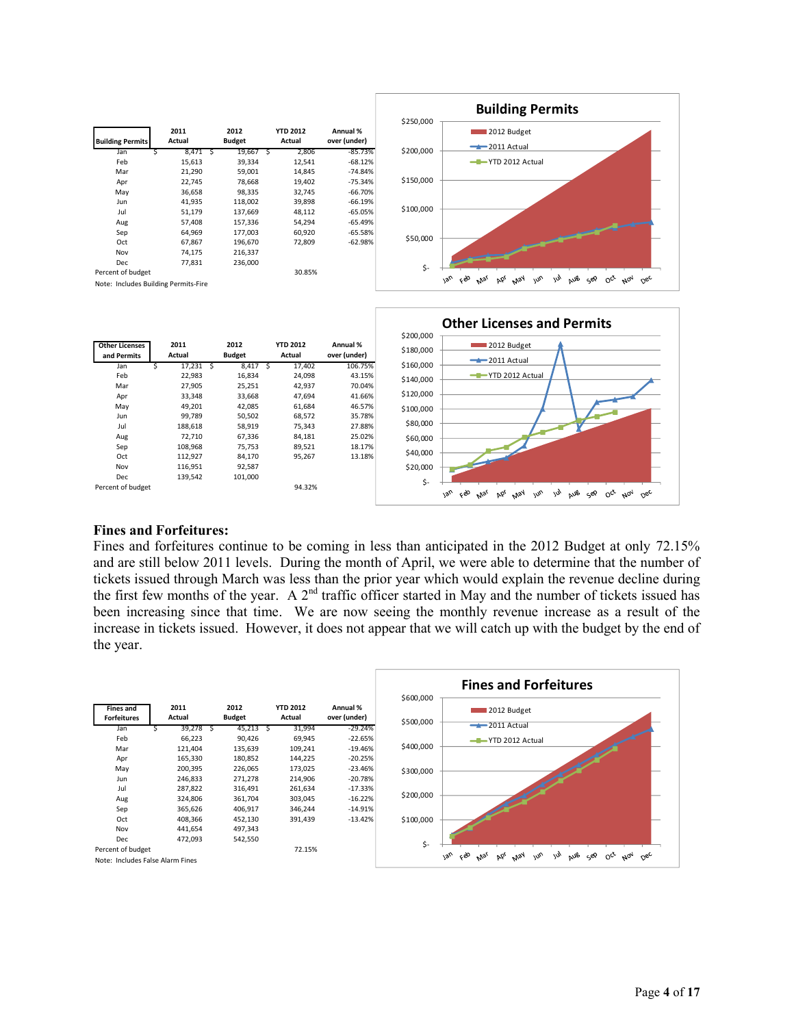| Building Permits | 2011 Actual | 2012 Budget | YTD 2012 Actual | Annual % over (under) |
|---|---|---|---|---|
| Jan | $ 8,471 | $ 19,667 | $ 2,806 | -85.73% |
| Feb | 15,613 | 39,334 | 12,541 | -68.12% |
| Mar | 21,290 | 59,001 | 14,845 | -74.84% |
| Apr | 22,745 | 78,668 | 19,402 | -75.34% |
| May | 36,658 | 98,335 | 32,745 | -66.70% |
| Jun | 41,935 | 118,002 | 39,898 | -66.19% |
| Jul | 51,179 | 137,669 | 48,112 | -65.05% |
| Aug | 57,408 | 157,336 | 54,294 | -65.49% |
| Sep | 64,969 | 177,003 | 60,920 | -65.58% |
| Oct | 67,867 | 196,670 | 72,809 | -62.98% |
| Nov | 74,175 | 216,337 | | |
| Dec | 77,831 | 236,000 | | |
| Percent of budget | | | 30.85% | |

Note: Includes Building Permits-Fire

| Other Licenses and Permits | 2011 Actual | 2012 Budget | YTD 2012 Actual | Annual % over (under) |
|---|---|---|---|---|
| Jan | $ 17,231 | $ 8,417 | $ 17,402 | 106.75% |
| Feb | 22,983 | 16,834 | 24,098 | 43.15% |
| Mar | 27,905 | 25,251 | 42,937 | 70.04% |
| Apr | 33,348 | 33,668 | 47,694 | 41.66% |
| May | 49,201 | 42,085 | 61,684 | 46.57% |
| Jun | 99,789 | 50,502 | 68,572 | 35.78% |
| Jul | 188,618 | 58,919 | 75,343 | 27.88% |
| Aug | 72,710 | 67,336 | 84,181 | 25.02% |
| Sep | 108,968 | 75,753 | 89,521 | 18.17% |
| Oct | 112,927 | 84,170 | 95,267 | 13.18% |
| Nov | 116,951 | 92,587 | | |
| Dec | 139,542 | 101,000 | | |
| Percent of budget | | | 94.32% | |

## Fines and Forfeitures:

Fines and forfeitures continue to be coming in less than anticipated in the 2012 Budget at only 72.15% and are still below 2011 levels. During the month of April, we were able to determine that the number of tickets issued through March was less than the prior year which would explain the revenue decline during the first few months of the year. A 2nd traffic officer started in May and the number of tickets issued has been increasing since that time. We are now seeing the monthly revenue increase as a result of the increase in tickets issued. However, it does not appear that we will catch up with the budget by the end of the year.

| Fines and Forfeitures | 2011 Actual | 2012 Budget | YTD 2012 Actual | Annual % over (under) |
|---|---|---|---|---|
| Jan | $ 39,278 | $ 45,213 | $ 31,994 | -29.24% |
| Feb | 66,223 | 90,426 | 69,945 | -22.65% |
| Mar | 121,404 | 135,639 | 109,241 | -19.46% |
| Apr | 165,330 | 180,852 | 144,225 | -20.25% |
| May | 200,395 | 226,065 | 173,025 | -23.46% |
| Jun | 246,833 | 271,278 | 214,906 | -20.78% |
| Jul | 287,822 | 316,491 | 261,634 | -17.33% |
| Aug | 324,806 | 361,704 | 303,045 | -16.22% |
| Sep | 365,626 | 406,917 | 346,244 | -14.91% |
| Oct | 408,366 | 452,130 | 391,439 | -13.42% |
| Nov | 441,654 | 497,343 | | |
| Dec | 472,093 | 542,550 | | |
| Percent of budget | | | 72.15% | |

Note: Includes False Alarm Fines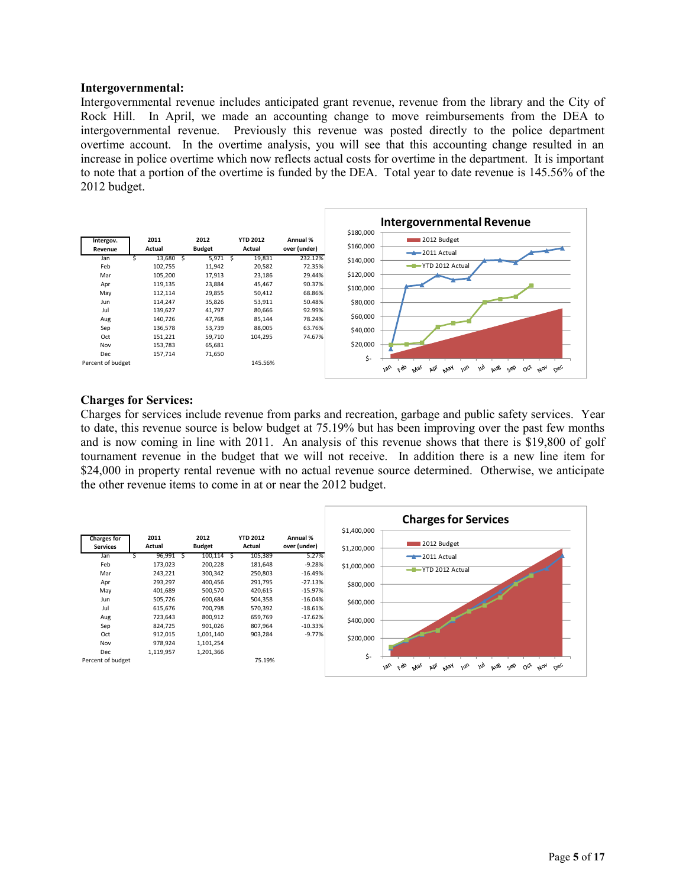**Intergovernmental:**

Intergovernmental revenue includes anticipated grant revenue, revenue from the library and the City of Rock Hill. In April, we made an accounting change to move reimbursements from the DEA to intergovernmental revenue. Previously this revenue was posted directly to the police department overtime account. In the overtime analysis, you will see that this accounting change resulted in an increase in police overtime which now reflects actual costs for overtime in the department. It is important to note that a portion of the overtime is funded by the DEA. Total year to date revenue is 145.56% of the 2012 budget.

| Intergov. Revenue | 2011 Actual | 2012 Budget | YTD 2012 Actual | Annual % over (under) |
|---|---|---|---|---|
| Jan | $ 13,680 | $ 5,971 | $ 19,831 | 232.12% |
| Feb | 102,755 | 11,942 | 20,582 | 72.35% |
| Mar | 105,200 | 17,913 | 23,186 | 29.44% |
| Apr | 119,135 | 23,884 | 45,467 | 90.37% |
| May | 112,114 | 29,855 | 50,412 | 68.86% |
| Jun | 114,247 | 35,826 | 53,911 | 50.48% |
| Jul | 139,627 | 41,797 | 80,666 | 92.99% |
| Aug | 140,726 | 47,768 | 85,144 | 78.24% |
| Sep | 136,578 | 53,739 | 88,005 | 63.76% |
| Oct | 151,221 | 59,710 | 104,295 | 74.67% |
| Nov | 153,783 | 65,681 | | |
| Dec | 157,714 | 71,650 | | |
| Percent of budget | | | 145.56% | |

**Charges for Services:**

Charges for services include revenue from parks and recreation, garbage and public safety services. Year to date, this revenue source is below budget at 75.19% but has been improving over the past few months and is now coming in line with 2011. An analysis of this revenue shows that there is $19,800 of golf tournament revenue in the budget that we will not receive. In addition there is a new line item for $24,000 in property rental revenue with no actual revenue source determined. Otherwise, we anticipate the other revenue items to come in at or near the 2012 budget.

| Charges for Services | 2011 Actual | 2012 Budget | YTD 2012 Actual | Annual % over (under) |
|---|---|---|---|---|
| Jan | $ 96,991 | $ 100,114 | $ 105,389 | 5.27% |
| Feb | 173,023 | 200,228 | 181,648 | -9.28% |
| Mar | 243,221 | 300,342 | 250,803 | -16.49% |
| Apr | 293,297 | 400,456 | 291,795 | -27.13% |
| May | 401,689 | 500,570 | 420,615 | -15.97% |
| Jun | 505,726 | 600,684 | 504,358 | -16.04% |
| Jul | 615,676 | 700,798 | 570,392 | -18.61% |
| Aug | 723,643 | 800,912 | 659,769 | -17.62% |
| Sep | 824,725 | 901,026 | 807,964 | -10.33% |
| Oct | 912,015 | 1,001,140 | 903,284 | -9.77% |
| Nov | 978,924 | 1,101,254 | | |
| Dec | 1,119,957 | 1,201,366 | | |
| Percent of budget | | | 75.19% | |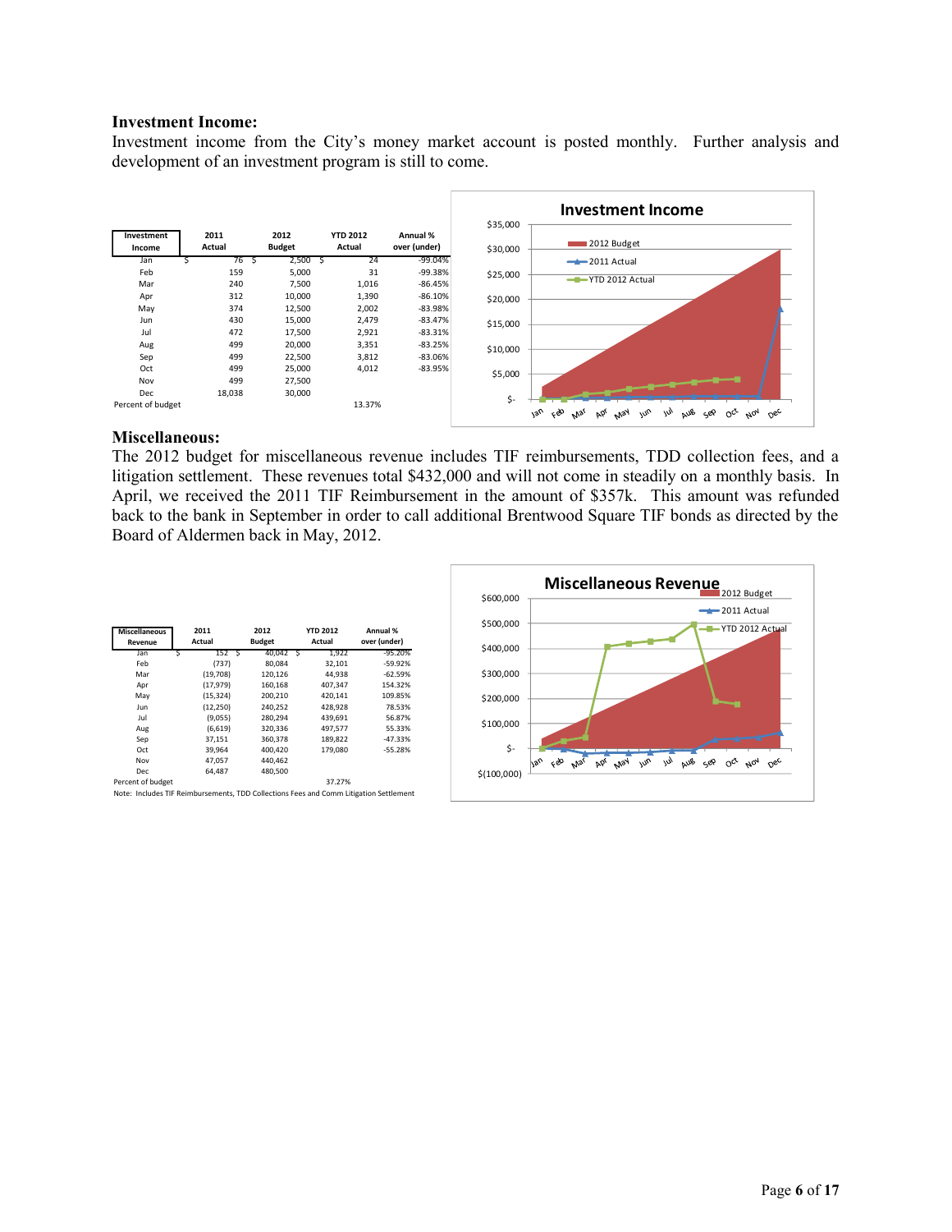**Investment Income:**

Investment income from the City's money market account is posted monthly. Further analysis and development of an investment program is still to come.

| Investment Income | 2011 Actual | 2012 Budget | YTD 2012 Actual | Annual % over (under) |
|---|---|---|---|---|
| Jan | $ 76 | $ 2,500 | $ 24 | -99.04% |
| Feb | 159 | 5,000 | 31 | -99.38% |
| Mar | 240 | 7,500 | 1,016 | -86.45% |
| Apr | 312 | 10,000 | 1,390 | -86.10% |
| May | 374 | 12,500 | 2,002 | -83.98% |
| Jun | 430 | 15,000 | 2,479 | -83.47% |
| Jul | 472 | 17,500 | 2,921 | -83.31% |
| Aug | 499 | 20,000 | 3,351 | -83.25% |
| Sep | 499 | 22,500 | 3,812 | -83.06% |
| Oct | 499 | 25,000 | 4,012 | -83.95% |
| Nov | 499 | 27,500 | | |
| Dec | 18,038 | 30,000 | | |
| Percent of budget | | | 13.37% | |

**Miscellaneous:**

The 2012 budget for miscellaneous revenue includes TIF reimbursements, TDD collection fees, and a litigation settlement. These revenues total $432,000 and will not come in steadily on a monthly basis. In April, we received the 2011 TIF Reimbursement in the amount of $357k. This amount was refunded back to the bank in September in order to call additional Brentwood Square TIF bonds as directed by the Board of Aldermen back in May, 2012.

| Miscellaneous Revenue | 2011 Actual | 2012 Budget | YTD 2012 Actual | Annual % over (under) |
|---|---|---|---|---|
| Jan | $ 152 | $ 40,042 | $ 1,922 | -95.20% |
| Feb | (737) | 80,084 | 32,101 | -59.92% |
| Mar | (19,708) | 120,126 | 44,938 | -62.59% |
| Apr | (17,979) | 160,168 | 407,347 | 154.32% |
| May | (15,324) | 200,210 | 420,141 | 109.85% |
| Jun | (12,250) | 240,252 | 428,928 | 78.53% |
| Jul | (9,055) | 280,294 | 439,691 | 56.87% |
| Aug | (6,619) | 320,336 | 497,577 | 55.33% |
| Sep | 37,151 | 360,378 | 189,822 | -47.33% |
| Oct | 39,964 | 400,420 | 179,080 | -55.28% |
| Nov | 47,057 | 440,462 | | |
| Dec | 64,487 | 480,500 | | |
| Percent of budget | | | 37.27% | |

Note: Includes TIF Reimbursements, TDD Collections Fees and Comm Litigation Settlement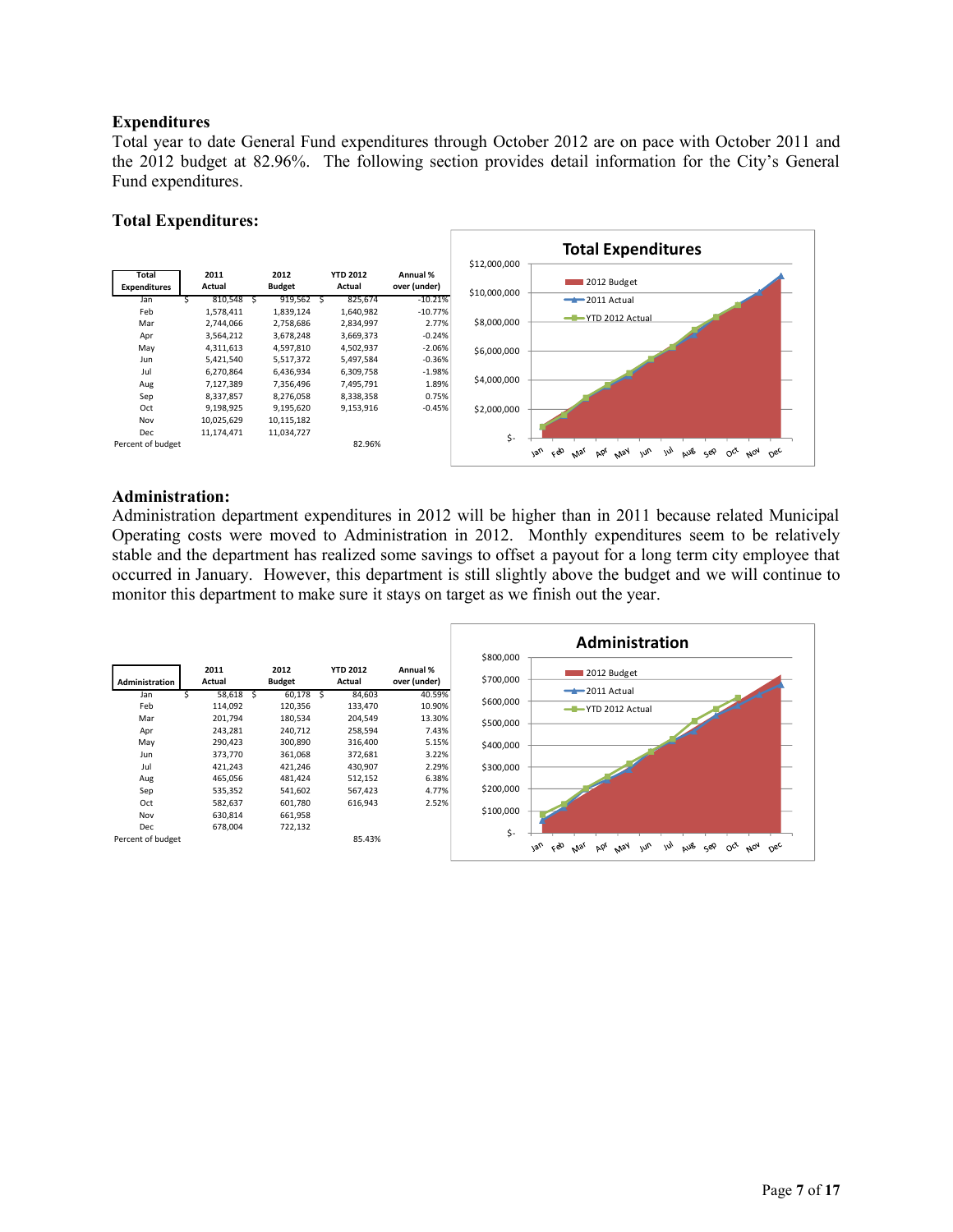### Expenditures

Total year to date General Fund expenditures through October 2012 are on pace with October 2011 and the 2012 budget at 82.96%. The following section provides detail information for the City's General Fund expenditures.

### Total Expenditures:

| Total Expenditures | 2011 Actual | 2012 Budget | YTD 2012 Actual | Annual % over (under) |
|---|---|---|---|---|
| Jan | $ 810,548 | $ 919,562 | $ 825,674 | -10.21% |
| Feb | 1,578,411 | 1,839,124 | 1,640,982 | -10.77% |
| Mar | 2,744,066 | 2,758,686 | 2,834,997 | 2.77% |
| Apr | 3,564,212 | 3,678,248 | 3,669,373 | -0.24% |
| May | 4,311,613 | 4,597,810 | 4,502,937 | -2.06% |
| Jun | 5,421,540 | 5,517,372 | 5,497,584 | -0.36% |
| Jul | 6,270,864 | 6,436,934 | 6,309,758 | -1.98% |
| Aug | 7,127,389 | 7,356,496 | 7,495,791 | 1.89% |
| Sep | 8,337,857 | 8,276,058 | 8,338,358 | 0.75% |
| Oct | 9,198,925 | 9,195,620 | 9,153,916 | -0.45% |
| Nov | 10,025,629 | 10,115,182 | | |
| Dec | 11,174,471 | 11,034,727 | | |
| Percent of budget | | | 82.96% | |

### Administration:

Administration department expenditures in 2012 will be higher than in 2011 because related Municipal Operating costs were moved to Administration in 2012. Monthly expenditures seem to be relatively stable and the department has realized some savings to offset a payout for a long term city employee that occurred in January. However, this department is still slightly above the budget and we will continue to monitor this department to make sure it stays on target as we finish out the year.

| Administration | 2011 Actual | 2012 Budget | YTD 2012 Actual | Annual % over (under) |
|---|---|---|---|---|
| Jan | $ 58,618 | $ 60,178 | $ 84,603 | 40.59% |
| Feb | 114,092 | 120,356 | 133,470 | 10.90% |
| Mar | 201,794 | 180,534 | 204,549 | 13.30% |
| Apr | 243,281 | 240,712 | 258,594 | 7.43% |
| May | 290,423 | 300,890 | 316,400 | 5.15% |
| Jun | 373,770 | 361,068 | 372,681 | 3.22% |
| Jul | 421,243 | 421,246 | 430,907 | 2.29% |
| Aug | 465,056 | 481,424 | 512,152 | 6.38% |
| Sep | 535,352 | 541,602 | 567,423 | 4.77% |
| Oct | 582,637 | 601,780 | 616,943 | 2.52% |
| Nov | 630,814 | 661,958 | | |
| Dec | 678,004 | 722,132 | | |
| Percent of budget | | | 85.43% | |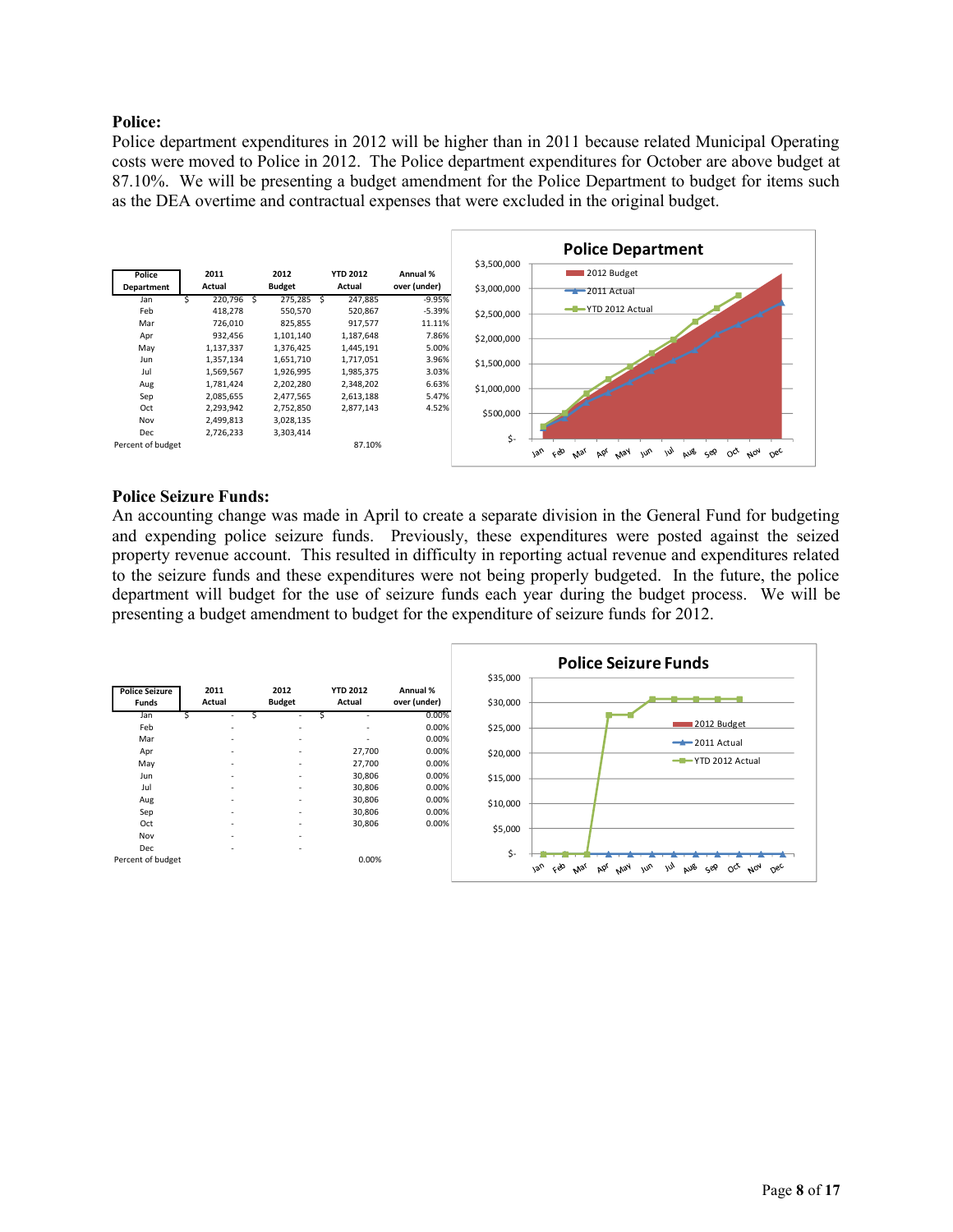## Police:

Police department expenditures in 2012 will be higher than in 2011 because related Municipal Operating costs were moved to Police in 2012. The Police department expenditures for October are above budget at 87.10%. We will be presenting a budget amendment for the Police Department to budget for items such as the DEA overtime and contractual expenses that were excluded in the original budget.

| Police Department | 2011 Actual | 2012 Budget | YTD 2012 Actual | Annual % over (under) |
|---|---|---|---|---|
| Jan | $ 220,796 | $ 275,285 | $ 247,885 | -9.95% |
| Feb | 418,278 | 550,570 | 520,867 | -5.39% |
| Mar | 726,010 | 825,855 | 917,577 | 11.11% |
| Apr | 932,456 | 1,101,140 | 1,187,648 | 7.86% |
| May | 1,137,337 | 1,376,425 | 1,445,191 | 5.00% |
| Jun | 1,357,134 | 1,651,710 | 1,717,051 | 3.96% |
| Jul | 1,569,567 | 1,926,995 | 1,985,375 | 3.03% |
| Aug | 1,781,424 | 2,202,280 | 2,348,202 | 6.63% |
| Sep | 2,085,655 | 2,477,565 | 2,613,188 | 5.47% |
| Oct | 2,293,942 | 2,752,850 | 2,877,143 | 4.52% |
| Nov | 2,499,813 | 3,028,135 | | |
| Dec | 2,726,233 | 3,303,414 | | |
| Percent of budget | | | 87.10% | |

## Police Seizure Funds:

An accounting change was made in April to create a separate division in the General Fund for budgeting and expending police seizure funds. Previously, these expenditures were posted against the seized property revenue account. This resulted in difficulty in reporting actual revenue and expenditures related to the seizure funds and these expenditures were not being properly budgeted. In the future, the police department will budget for the use of seizure funds each year during the budget process. We will be presenting a budget amendment to budget for the expenditure of seizure funds for 2012.

| Police Seizure Funds | 2011 Actual | 2012 Budget | YTD 2012 Actual | Annual % over (under) |
|---|---|---|---|---|
| Jan | $ - | $ - | $ - | 0.00% |
| Feb | - | - | - | 0.00% |
| Mar | - | - | - | 0.00% |
| Apr | - | - | 27,700 | 0.00% |
| May | - | - | 27,700 | 0.00% |
| Jun | - | - | 30,806 | 0.00% |
| Jul | - | - | 30,806 | 0.00% |
| Aug | - | - | 30,806 | 0.00% |
| Sep | - | - | 30,806 | 0.00% |
| Oct | - | - | 30,806 | 0.00% |
| Nov | - | - | | |
| Dec | - | - | | |
| Percent of budget | | | 0.00% | |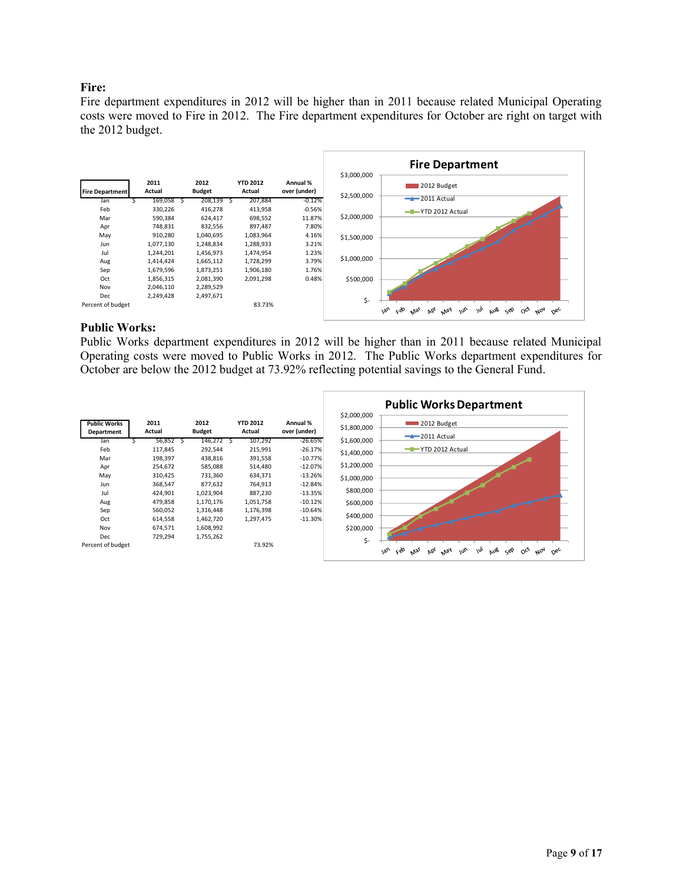**Fire:**
Fire department expenditures in 2012 will be higher than in 2011 because related Municipal Operating costs were moved to Fire in 2012. The Fire department expenditures for October are right on target with the 2012 budget.

| Fire Department | 2011 Actual | 2012 Budget | YTD 2012 Actual | Annual % over (under) |
|---|---|---|---|---|
| Jan | $ 169,058 | $ 208,139 | $ 207,884 | -0.12% |
| Feb | 330,226 | 416,278 | 413,958 | -0.56% |
| Mar | 590,384 | 624,417 | 698,552 | 11.87% |
| Apr | 748,831 | 832,556 | 897,487 | 7.80% |
| May | 910,280 | 1,040,695 | 1,083,964 | 4.16% |
| Jun | 1,077,130 | 1,248,834 | 1,288,933 | 3.21% |
| Jul | 1,244,201 | 1,456,973 | 1,474,954 | 1.23% |
| Aug | 1,414,424 | 1,665,112 | 1,728,299 | 3.79% |
| Sep | 1,679,596 | 1,873,251 | 1,906,180 | 1.76% |
| Oct | 1,856,315 | 2,081,390 | 2,091,298 | 0.48% |
| Nov | 2,046,110 | 2,289,529 | | |
| Dec | 2,249,428 | 2,497,671 | | |
| Percent of budget | | | 83.73% | |

**Public Works:**
Public Works department expenditures in 2012 will be higher than in 2011 because related Municipal Operating costs were moved to Public Works in 2012. The Public Works department expenditures for October are below the 2012 budget at 73.92% reflecting potential savings to the General Fund.

| Public Works Department | 2011 Actual | 2012 Budget | YTD 2012 Actual | Annual % over (under) |
|---|---|---|---|---|
| Jan | $ 56,852 | $ 146,272 | $ 107,292 | -26.65% |
| Feb | 117,845 | 292,544 | 215,991 | -26.17% |
| Mar | 198,397 | 438,816 | 391,558 | -10.77% |
| Apr | 254,672 | 585,088 | 514,480 | -12.07% |
| May | 310,425 | 731,360 | 634,371 | -13.26% |
| Jun | 368,547 | 877,632 | 764,913 | -12.84% |
| Jul | 424,901 | 1,023,904 | 887,230 | -13.35% |
| Aug | 479,858 | 1,170,176 | 1,051,758 | -10.12% |
| Sep | 560,052 | 1,316,448 | 1,176,398 | -10.64% |
| Oct | 614,558 | 1,462,720 | 1,297,475 | -11.30% |
| Nov | 674,571 | 1,608,992 | | |
| Dec | 729,294 | 1,755,262 | | |
| Percent of budget | | | 73.92% | |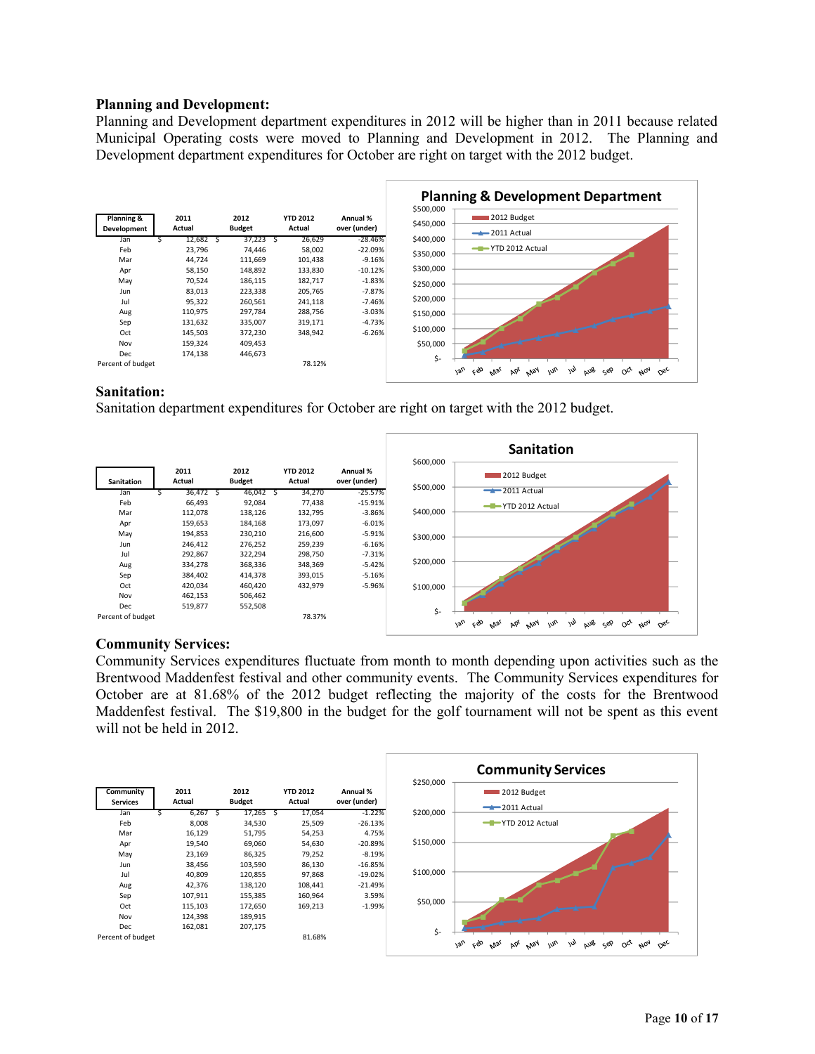**Planning and Development:**

Planning and Development department expenditures in 2012 will be higher than in 2011 because related Municipal Operating costs were moved to Planning and Development in 2012. The Planning and Development department expenditures for October are right on target with the 2012 budget.

| Planning & Development | 2011 Actual | 2012 Budget | YTD 2012 Actual | Annual % over (under) |
|---|---|---|---|---|
| Jan | $ 12,682 | $ 37,223 | $ 26,629 | -28.46% |
| Feb | 23,796 | 74,446 | 58,002 | -22.09% |
| Mar | 44,724 | 111,669 | 101,438 | -9.16% |
| Apr | 58,150 | 148,892 | 133,830 | -10.12% |
| May | 70,524 | 186,115 | 182,717 | -1.83% |
| Jun | 83,013 | 223,338 | 205,765 | -7.87% |
| Jul | 95,322 | 260,561 | 241,118 | -7.46% |
| Aug | 110,975 | 297,784 | 288,756 | -3.03% |
| Sep | 131,632 | 335,007 | 319,171 | -4.73% |
| Oct | 145,503 | 372,230 | 348,942 | -6.26% |
| Nov | 159,324 | 409,453 | | |
| Dec | 174,138 | 446,673 | | |
| Percent of budget | | | 78.12% | |

**Sanitation:**

Sanitation department expenditures for October are right on target with the 2012 budget.

| Sanitation | 2011 Actual | 2012 Budget | YTD 2012 Actual | Annual % over (under) |
|---|---|---|---|---|
| Jan | $ 36,472 | $ 46,042 | $ 34,270 | -25.57% |
| Feb | 66,493 | 92,084 | 77,438 | -15.91% |
| Mar | 112,078 | 138,126 | 132,795 | -3.86% |
| Apr | 159,653 | 184,168 | 173,097 | -6.01% |
| May | 194,853 | 230,210 | 216,600 | -5.91% |
| Jun | 246,412 | 276,252 | 259,239 | -6.16% |
| Jul | 292,867 | 322,294 | 298,750 | -7.31% |
| Aug | 334,278 | 368,336 | 348,369 | -5.42% |
| Sep | 384,402 | 414,378 | 393,015 | -5.16% |
| Oct | 420,034 | 460,420 | 432,979 | -5.96% |
| Nov | 462,153 | 506,462 | | |
| Dec | 519,877 | 552,508 | | |
| Percent of budget | | | 78.37% | |

**Community Services:**

Community Services expenditures fluctuate from month to month depending upon activities such as the Brentwood Maddenfest festival and other community events. The Community Services expenditures for October are at 81.68% of the 2012 budget reflecting the majority of the costs for the Brentwood Maddenfest festival. The $19,800 in the budget for the golf tournament will not be spent as this event will not be held in 2012.

| Community Services | 2011 Actual | 2012 Budget | YTD 2012 Actual | Annual % over (under) |
|---|---|---|---|---|
| Jan | $ 6,267 | $ 17,265 | $ 17,054 | -1.22% |
| Feb | 8,008 | 34,530 | 25,509 | -26.13% |
| Mar | 16,129 | 51,795 | 54,253 | 4.75% |
| Apr | 19,540 | 69,060 | 54,630 | -20.89% |
| May | 23,169 | 86,325 | 79,252 | -8.19% |
| Jun | 38,456 | 103,590 | 86,130 | -16.85% |
| Jul | 40,809 | 120,855 | 97,868 | -19.02% |
| Aug | 42,376 | 138,120 | 108,441 | -21.49% |
| Sep | 107,911 | 155,385 | 160,964 | 3.59% |
| Oct | 115,103 | 172,650 | 169,213 | -1.99% |
| Nov | 124,398 | 189,915 | | |
| Dec | 162,081 | 207,175 | | |
| Percent of budget | | | 81.68% | |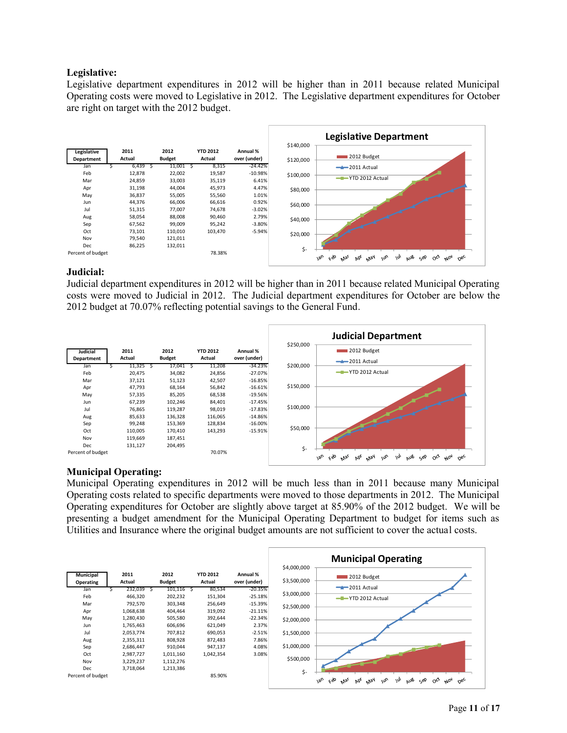**Legislative:**

Legislative department expenditures in 2012 will be higher than in 2011 because related Municipal Operating costs were moved to Legislative in 2012. The Legislative department expenditures for October are right on target with the 2012 budget.

| Legislative Department | 2011 Actual | 2012 Budget | YTD 2012 Actual | Annual % over (under) |
|---|---|---|---|---|
| Jan | $ 6,439 | $ 11,001 | $ 8,315 | -24.42% |
| Feb | 12,878 | 22,002 | 19,587 | -10.98% |
| Mar | 24,859 | 33,003 | 35,119 | 6.41% |
| Apr | 31,198 | 44,004 | 45,973 | 4.47% |
| May | 36,837 | 55,005 | 55,560 | 1.01% |
| Jun | 44,376 | 66,006 | 66,616 | 0.92% |
| Jul | 51,315 | 77,007 | 74,678 | -3.02% |
| Aug | 58,054 | 88,008 | 90,460 | 2.79% |
| Sep | 67,562 | 99,009 | 95,242 | -3.80% |
| Oct | 73,101 | 110,010 | 103,470 | -5.94% |
| Nov | 79,540 | 121,011 | | |
| Dec | 86,225 | 132,011 | | |
| Percent of budget | | | 78.38% | |

**Judicial:**

Judicial department expenditures in 2012 will be higher than in 2011 because related Municipal Operating costs were moved to Judicial in 2012. The Judicial department expenditures for October are below the 2012 budget at 70.07% reflecting potential savings to the General Fund.

| Judicial Department | 2011 Actual | 2012 Budget | YTD 2012 Actual | Annual % over (under) |
|---|---|---|---|---|
| Jan | $ 11,325 | $ 17,041 | $ 11,208 | -34.23% |
| Feb | 20,475 | 34,082 | 24,856 | -27.07% |
| Mar | 37,121 | 51,123 | 42,507 | -16.85% |
| Apr | 47,793 | 68,164 | 56,842 | -16.61% |
| May | 57,335 | 85,205 | 68,538 | -19.56% |
| Jun | 67,239 | 102,246 | 84,401 | -17.45% |
| Jul | 76,865 | 119,287 | 98,019 | -17.83% |
| Aug | 85,633 | 136,328 | 116,065 | -14.86% |
| Sep | 99,248 | 153,369 | 128,834 | -16.00% |
| Oct | 110,005 | 170,410 | 143,293 | -15.91% |
| Nov | 119,669 | 187,451 | | |
| Dec | 131,127 | 204,495 | | |
| Percent of budget | | | 70.07% | |

**Municipal Operating:**

Municipal Operating expenditures in 2012 will be much less than in 2011 because many Municipal Operating costs related to specific departments were moved to those departments in 2012. The Municipal Operating expenditures for October are slightly above target at 85.90% of the 2012 budget. We will be presenting a budget amendment for the Municipal Operating Department to budget for items such as Utilities and Insurance where the original budget amounts are not sufficient to cover the actual costs.

| Municipal Operating | 2011 Actual | 2012 Budget | YTD 2012 Actual | Annual % over (under) |
|---|---|---|---|---|
| Jan | $ 232,039 | $ 101,116 | $ 80,534 | -20.35% |
| Feb | 466,320 | 202,232 | 151,304 | -25.18% |
| Mar | 792,570 | 303,348 | 256,649 | -15.39% |
| Apr | 1,068,638 | 404,464 | 319,092 | -21.11% |
| May | 1,280,430 | 505,580 | 392,644 | -22.34% |
| Jun | 1,765,463 | 606,696 | 621,049 | 2.37% |
| Jul | 2,053,774 | 707,812 | 690,053 | -2.51% |
| Aug | 2,355,311 | 808,928 | 872,483 | 7.86% |
| Sep | 2,686,447 | 910,044 | 947,137 | 4.08% |
| Oct | 2,987,727 | 1,011,160 | 1,042,354 | 3.08% |
| Nov | 3,229,237 | 1,112,276 | | |
| Dec | 3,718,064 | 1,213,386 | | |
| Percent of budget | | | 85.90% | |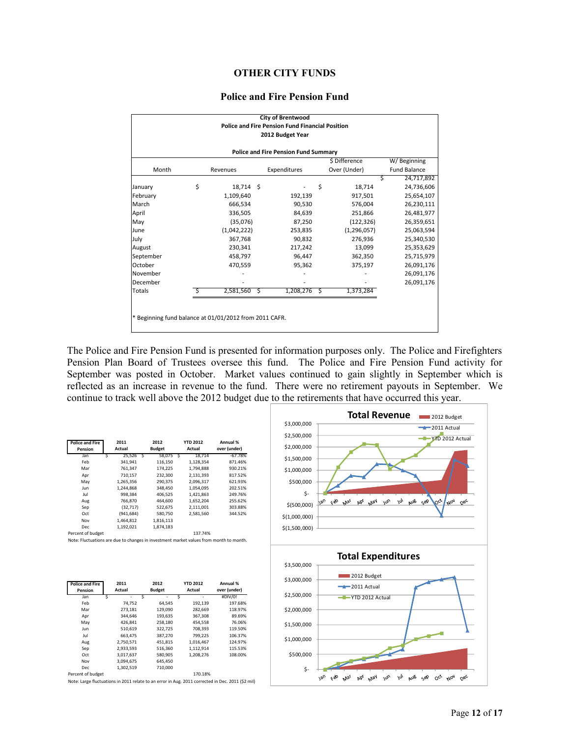## OTHER CITY FUNDS

### Police and Fire Pension Fund

**City of Brentwood**
**Police and Fire Pension Fund Financial Position**
**2012 Budget Year**

**Police and Fire Pension Fund Summary**

| Month | Revenues | Expenditures | $ Difference Over (Under) | W/ Beginning Fund Balance |
|---|---|---|---|---|
| | | | | $ 24,717,892 |
| January | $ 18,714 | $ - | $ 18,714 | 24,736,606 |
| February | 1,109,640 | 192,139 | 917,501 | 25,654,107 |
| March | 666,534 | 90,530 | 576,004 | 26,230,111 |
| April | 336,505 | 84,639 | 251,866 | 26,481,977 |
| May | (35,076) | 87,250 | (122,326) | 26,359,651 |
| June | (1,042,222) | 253,835 | (1,296,057) | 25,063,594 |
| July | 367,768 | 90,832 | 276,936 | 25,340,530 |
| August | 230,341 | 217,242 | 13,099 | 25,353,629 |
| September | 458,797 | 96,447 | 362,350 | 25,715,979 |
| October | 470,559 | 95,362 | 375,197 | 26,091,176 |
| November | - | - | - | 26,091,176 |
| December | - | - | - | 26,091,176 |
| Totals | $ 2,581,560 | $ 1,208,276 | $ 1,373,284 | |

* Beginning fund balance at 01/01/2012 from 2011 CAFR.

The Police and Fire Pension Fund is presented for information purposes only. The Police and Firefighters Pension Plan Board of Trustees oversee this fund. The Police and Fire Pension Fund activity for September was posted in October. Market values continued to gain slightly in September which is reflected as an increase in revenue to the fund. There were no retirement payouts in September. We continue to track well above the 2012 budget due to the retirements that have occurred this year.

| Police and Fire Pension | 2011 Actual | 2012 Budget | YTD 2012 Actual | Annual % over (under) |
|---|---|---|---|---|
| Jan | $ 25,526 | $ 58,075 | $ 18,714 | -67.78% |
| Feb | 341,941 | 116,150 | 1,128,354 | 871.46% |
| Mar | 761,347 | 174,225 | 1,794,888 | 930.21% |
| Apr | 710,157 | 232,300 | 2,131,393 | 817.52% |
| May | 1,265,356 | 290,375 | 2,096,317 | 621.93% |
| Jun | 1,244,868 | 348,450 | 1,054,095 | 202.51% |
| Jul | 998,384 | 406,525 | 1,421,863 | 249.76% |
| Aug | 766,870 | 464,600 | 1,652,204 | 255.62% |
| Sep | (32,717) | 522,675 | 2,111,001 | 303.88% |
| Oct | (941,684) | 580,750 | 2,581,560 | 344.52% |
| Nov | 1,464,812 | 1,816,113 | | |
| Dec | 1,192,021 | 1,874,183 | | |
| Percent of budget | | | 137.74% | |

Note: Fluctuations are due to changes in investment market values from month to month.

| Police and Fire Pension | 2011 Actual | 2012 Budget | YTD 2012 Actual | Annual % over (under) |
|---|---|---|---|---|
| Jan | $ - | $ - | $ - | #DIV/0! |
| Feb | 74,752 | 64,545 | 192,139 | 197.68% |
| Mar | 273,181 | 129,090 | 282,669 | 118.97% |
| Apr | 344,646 | 193,635 | 367,308 | 89.69% |
| May | 426,841 | 258,180 | 454,558 | 76.06% |
| Jun | 510,619 | 322,725 | 708,393 | 119.50% |
| Jul | 663,475 | 387,270 | 799,225 | 106.37% |
| Aug | 2,750,571 | 451,815 | 1,016,467 | 124.97% |
| Sep | 2,933,593 | 516,360 | 1,112,914 | 115.53% |
| Oct | 3,017,637 | 580,905 | 1,208,276 | 108.00% |
| Nov | 3,094,675 | 645,450 | | |
| Dec | 1,302,519 | 710,000 | | |
| Percent of budget | | | 170.18% | |

Note: Large fluctuations in 2011 relate to an error in Aug. 2011 corrected in Dec. 2011 ($2 mil)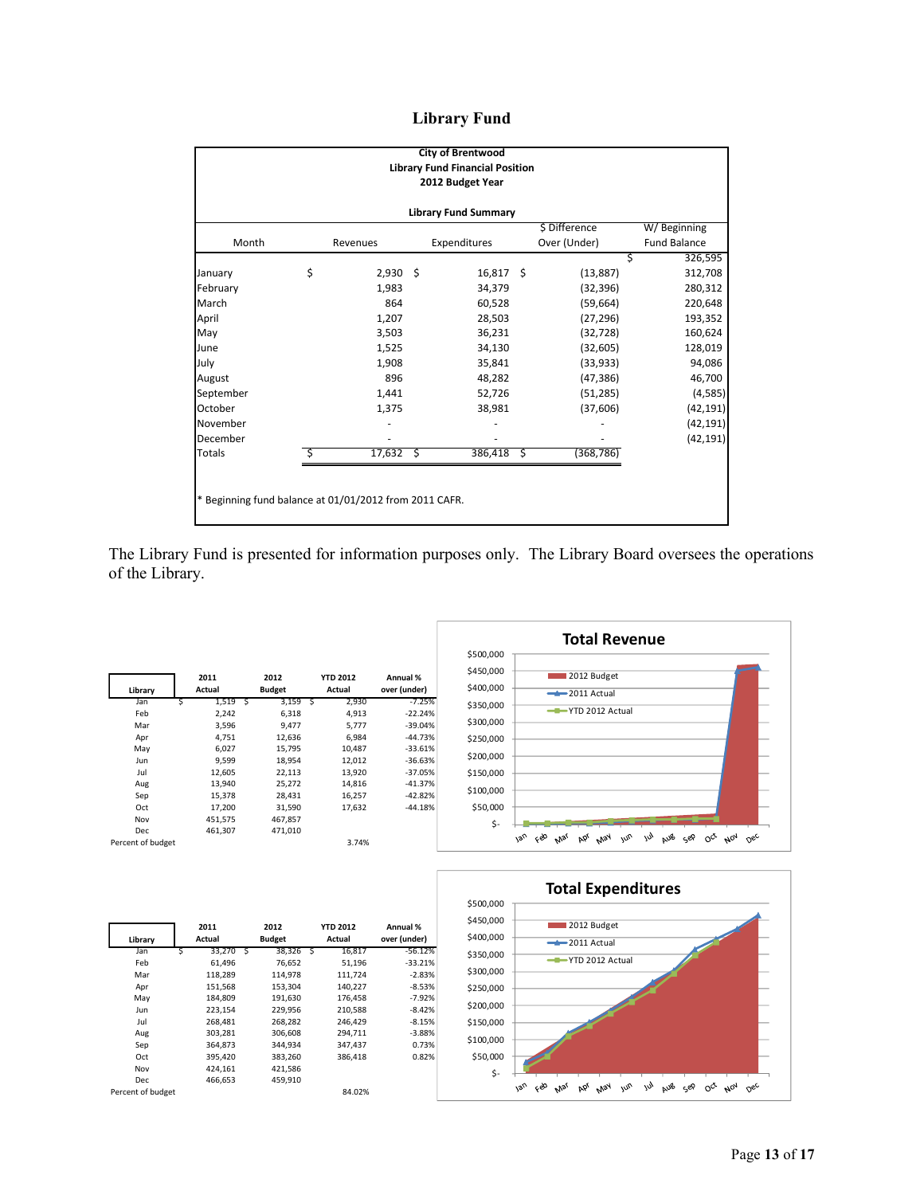# Library Fund

**City of Brentwood**
**Library Fund Financial Position**
**2012 Budget Year**

**Library Fund Summary**

| Month | Revenues | Expenditures | $ Difference Over (Under) | W/ Beginning Fund Balance |
|---|---|---|---|---|
| | | | | $ 326,595 |
| January | $ 2,930 | $ 16,817 | $ (13,887) | 312,708 |
| February | 1,983 | 34,379 | (32,396) | 280,312 |
| March | 864 | 60,528 | (59,664) | 220,648 |
| April | 1,207 | 28,503 | (27,296) | 193,352 |
| May | 3,503 | 36,231 | (32,728) | 160,624 |
| June | 1,525 | 34,130 | (32,605) | 128,019 |
| July | 1,908 | 35,841 | (33,933) | 94,086 |
| August | 896 | 48,282 | (47,386) | 46,700 |
| September | 1,441 | 52,726 | (51,285) | (4,585) |
| October | 1,375 | 38,981 | (37,606) | (42,191) |
| November | - | - | - | (42,191) |
| December | - | - | - | (42,191) |
| Totals | $ 17,632 | $ 386,418 | $ (368,786) | |

* Beginning fund balance at 01/01/2012 from 2011 CAFR.

The Library Fund is presented for information purposes only. The Library Board oversees the operations of the Library.

| Library | 2011 Actual | 2012 Budget | YTD 2012 Actual | Annual % over (under) |
|---|---|---|---|---|
| Jan | $ 1,519 | $ 3,159 | $ 2,930 | -7.25% |
| Feb | 2,242 | 6,318 | 4,913 | -22.24% |
| Mar | 3,596 | 9,477 | 5,777 | -39.04% |
| Apr | 4,751 | 12,636 | 6,984 | -44.73% |
| May | 6,027 | 15,795 | 10,487 | -33.61% |
| Jun | 9,599 | 18,954 | 12,012 | -36.63% |
| Jul | 12,605 | 22,113 | 13,920 | -37.05% |
| Aug | 13,940 | 25,272 | 14,816 | -41.37% |
| Sep | 15,378 | 28,431 | 16,257 | -42.82% |
| Oct | 17,200 | 31,590 | 17,632 | -44.18% |
| Nov | 451,575 | 467,857 | | |
| Dec | 461,307 | 471,010 | | |
| Percent of budget | | | 3.74% | |

**Total Revenue**

| Library | 2011 Actual | 2012 Budget | YTD 2012 Actual | Annual % over (under) |
|---|---|---|---|---|
| Jan | $ 33,270 | $ 38,326 | $ 16,817 | -56.12% |
| Feb | 61,496 | 76,652 | 51,196 | -33.21% |
| Mar | 118,289 | 114,978 | 111,724 | -2.83% |
| Apr | 151,568 | 153,304 | 140,227 | -8.53% |
| May | 184,809 | 191,630 | 176,458 | -7.92% |
| Jun | 223,154 | 229,956 | 210,588 | -8.42% |
| Jul | 268,481 | 268,282 | 246,429 | -8.15% |
| Aug | 303,281 | 306,608 | 294,711 | -3.88% |
| Sep | 364,873 | 344,934 | 347,437 | 0.73% |
| Oct | 395,420 | 383,260 | 386,418 | 0.82% |
| Nov | 424,161 | 421,586 | | |
| Dec | 466,653 | 459,910 | | |
| Percent of budget | | | 84.02% | |

**Total Expenditures**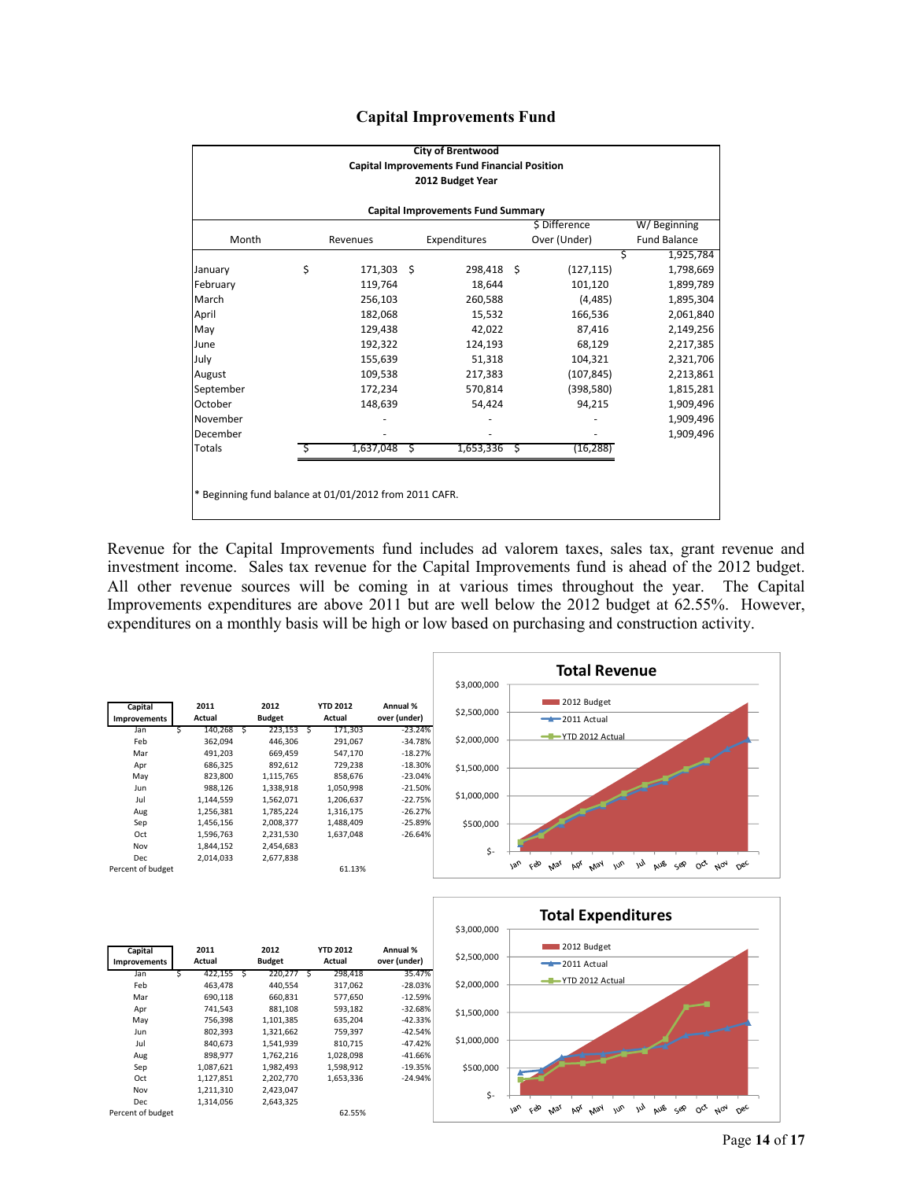# Capital Improvements Fund

**City of Brentwood**
**Capital Improvements Fund Financial Position**
**2012 Budget Year**

**Capital Improvements Fund Summary**

| Month | Revenues | Expenditures | $ Difference Over (Under) | W/ Beginning Fund Balance |
|---|---|---|---|---|
| | | | | $ 1,925,784 |
| January | $ 171,303 | $ 298,418 | $ (127,115) | 1,798,669 |
| February | 119,764 | 18,644 | 101,120 | 1,899,789 |
| March | 256,103 | 260,588 | (4,485) | 1,895,304 |
| April | 182,068 | 15,532 | 166,536 | 2,061,840 |
| May | 129,438 | 42,022 | 87,416 | 2,149,256 |
| June | 192,322 | 124,193 | 68,129 | 2,217,385 |
| July | 155,639 | 51,318 | 104,321 | 2,321,706 |
| August | 109,538 | 217,383 | (107,845) | 2,213,861 |
| September | 172,234 | 570,814 | (398,580) | 1,815,281 |
| October | 148,639 | 54,424 | 94,215 | 1,909,496 |
| November | - | - | - | 1,909,496 |
| December | - | - | - | 1,909,496 |
| Totals | $ 1,637,048 | $ 1,653,336 | $ (16,288) | |

\* Beginning fund balance at 01/01/2012 from 2011 CAFR.

Revenue for the Capital Improvements fund includes ad valorem taxes, sales tax, grant revenue and investment income. Sales tax revenue for the Capital Improvements fund is ahead of the 2012 budget. All other revenue sources will be coming in at various times throughout the year. The Capital Improvements expenditures are above 2011 but are well below the 2012 budget at 62.55%. However, expenditures on a monthly basis will be high or low based on purchasing and construction activity.

| Capital Improvements | 2011 Actual | 2012 Budget | YTD 2012 Actual | Annual % over (under) |
|---|---|---|---|---|
| Jan | $ 140,268 | $ 223,153 | $ 171,303 | -23.24% |
| Feb | 362,094 | 446,306 | 291,067 | -34.78% |
| Mar | 491,203 | 669,459 | 547,170 | -18.27% |
| Apr | 686,325 | 892,612 | 729,238 | -18.30% |
| May | 823,800 | 1,115,765 | 858,676 | -23.04% |
| Jun | 988,126 | 1,338,918 | 1,050,998 | -21.50% |
| Jul | 1,144,559 | 1,562,071 | 1,206,637 | -22.75% |
| Aug | 1,256,381 | 1,785,224 | 1,316,175 | -26.27% |
| Sep | 1,456,156 | 2,008,377 | 1,488,409 | -25.89% |
| Oct | 1,596,763 | 2,231,530 | 1,637,048 | -26.64% |
| Nov | 1,844,152 | 2,454,683 | | |
| Dec | 2,014,033 | 2,677,838 | | |
| Percent of budget | | | 61.13% | |

**Total Revenue** (chart: 2012 Budget, 2011 Actual, YTD 2012 Actual; $- to $3,000,000; Jan–Dec)

| Capital Improvements | 2011 Actual | 2012 Budget | YTD 2012 Actual | Annual % over (under) |
|---|---|---|---|---|
| Jan | $ 422,155 | $ 220,277 | $ 298,418 | 35.47% |
| Feb | 463,478 | 440,554 | 317,062 | -28.03% |
| Mar | 690,118 | 660,831 | 577,650 | -12.59% |
| Apr | 741,543 | 881,108 | 593,182 | -32.68% |
| May | 756,398 | 1,101,385 | 635,204 | -42.33% |
| Jun | 802,393 | 1,321,662 | 759,397 | -42.54% |
| Jul | 840,673 | 1,541,939 | 810,715 | -47.42% |
| Aug | 898,977 | 1,762,216 | 1,028,098 | -41.66% |
| Sep | 1,087,621 | 1,982,493 | 1,598,912 | -19.35% |
| Oct | 1,127,851 | 2,202,770 | 1,653,336 | -24.94% |
| Nov | 1,211,310 | 2,423,047 | | |
| Dec | 1,314,056 | 2,643,325 | | |
| Percent of budget | | | 62.55% | |

**Total Expenditures** (chart: 2012 Budget, 2011 Actual, YTD 2012 Actual; $- to $3,000,000; Jan–Dec)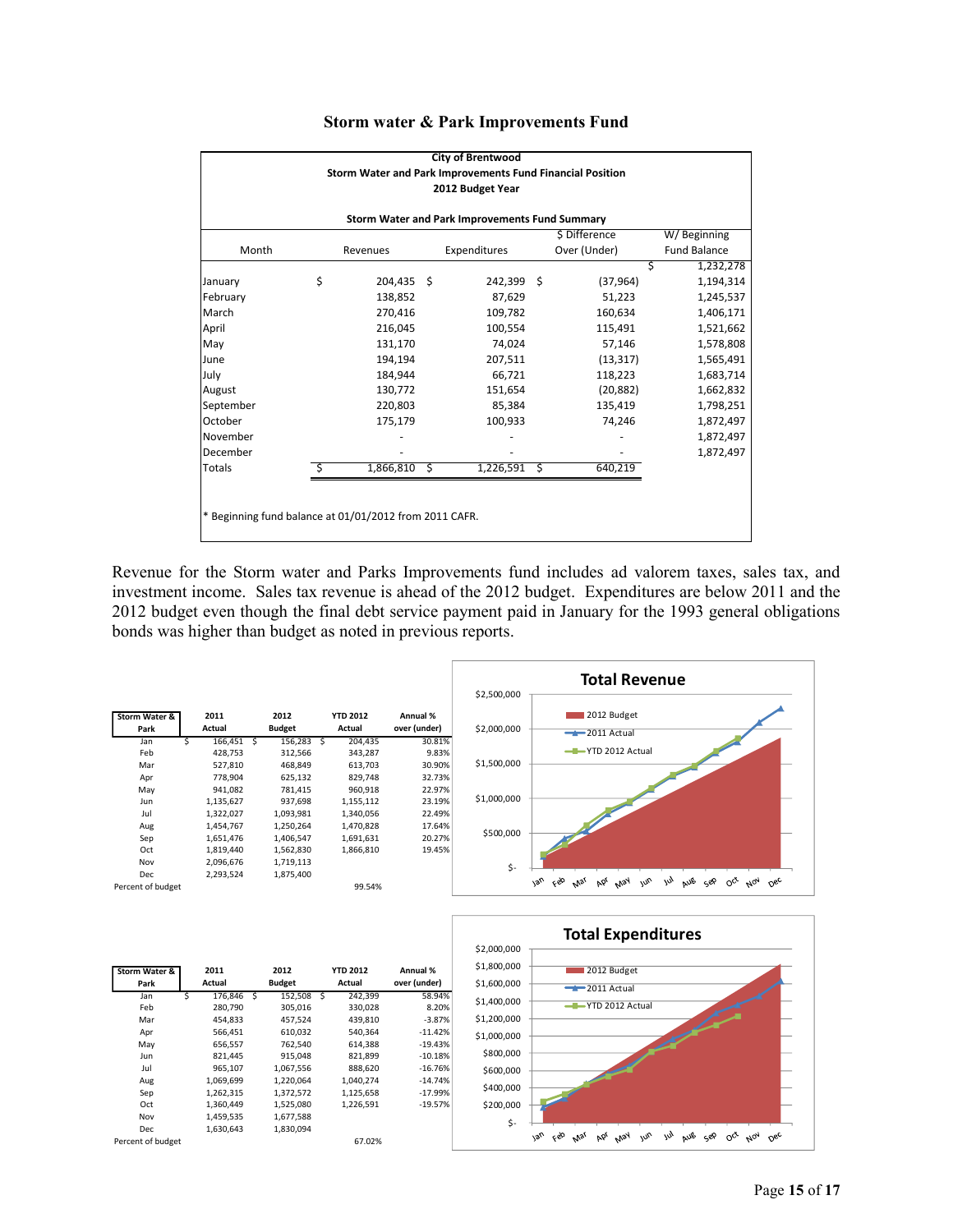# Storm water & Park Improvements Fund

**City of Brentwood**
**Storm Water and Park Improvements Fund Financial Position**
**2012 Budget Year**

**Storm Water and Park Improvements Fund Summary**

| Month | Revenues | Expenditures | $ Difference Over (Under) | W/ Beginning Fund Balance |
|---|---|---|---|---|
| | | | | $ 1,232,278 |
| January | $ 204,435 | $ 242,399 | $ (37,964) | 1,194,314 |
| February | 138,852 | 87,629 | 51,223 | 1,245,537 |
| March | 270,416 | 109,782 | 160,634 | 1,406,171 |
| April | 216,045 | 100,554 | 115,491 | 1,521,662 |
| May | 131,170 | 74,024 | 57,146 | 1,578,808 |
| June | 194,194 | 207,511 | (13,317) | 1,565,491 |
| July | 184,944 | 66,721 | 118,223 | 1,683,714 |
| August | 130,772 | 151,654 | (20,882) | 1,662,832 |
| September | 220,803 | 85,384 | 135,419 | 1,798,251 |
| October | 175,179 | 100,933 | 74,246 | 1,872,497 |
| November | - | - | - | 1,872,497 |
| December | - | - | - | 1,872,497 |
| Totals | $ 1,866,810 | $ 1,226,591 | $ 640,219 | |

\* Beginning fund balance at 01/01/2012 from 2011 CAFR.

Revenue for the Storm water and Parks Improvements fund includes ad valorem taxes, sales tax, and investment income. Sales tax revenue is ahead of the 2012 budget. Expenditures are below 2011 and the 2012 budget even though the final debt service payment paid in January for the 1993 general obligations bonds was higher than budget as noted in previous reports.

| Storm Water & Park | 2011 Actual | 2012 Budget | YTD 2012 Actual | Annual % over (under) |
|---|---|---|---|---|
| Jan | $ 166,451 | $ 156,283 | $ 204,435 | 30.81% |
| Feb | 428,753 | 312,566 | 343,287 | 9.83% |
| Mar | 527,810 | 468,849 | 613,703 | 30.90% |
| Apr | 778,904 | 625,132 | 829,748 | 32.73% |
| May | 941,082 | 781,415 | 960,918 | 22.97% |
| Jun | 1,135,627 | 937,698 | 1,155,112 | 23.19% |
| Jul | 1,322,027 | 1,093,981 | 1,340,056 | 22.49% |
| Aug | 1,454,767 | 1,250,264 | 1,470,828 | 17.64% |
| Sep | 1,651,476 | 1,406,547 | 1,691,631 | 20.27% |
| Oct | 1,819,440 | 1,562,830 | 1,866,810 | 19.45% |
| Nov | 2,096,676 | 1,719,113 | | |
| Dec | 2,293,524 | 1,875,400 | | |
| Percent of budget | | | 99.54% | |

**Total Revenue**

| Storm Water & Park | 2011 Actual | 2012 Budget | YTD 2012 Actual | Annual % over (under) |
|---|---|---|---|---|
| Jan | $ 176,846 | $ 152,508 | $ 242,399 | 58.94% |
| Feb | 280,790 | 305,016 | 330,028 | 8.20% |
| Mar | 454,833 | 457,524 | 439,810 | -3.87% |
| Apr | 566,451 | 610,032 | 540,364 | -11.42% |
| May | 656,557 | 762,540 | 614,388 | -19.43% |
| Jun | 821,445 | 915,048 | 821,899 | -10.18% |
| Jul | 965,107 | 1,067,556 | 888,620 | -16.76% |
| Aug | 1,069,699 | 1,220,064 | 1,040,274 | -14.74% |
| Sep | 1,262,315 | 1,372,572 | 1,125,658 | -17.99% |
| Oct | 1,360,449 | 1,525,080 | 1,226,591 | -19.57% |
| Nov | 1,459,535 | 1,677,588 | | |
| Dec | 1,630,643 | 1,830,094 | | |
| Percent of budget | | | 67.02% | |

**Total Expenditures**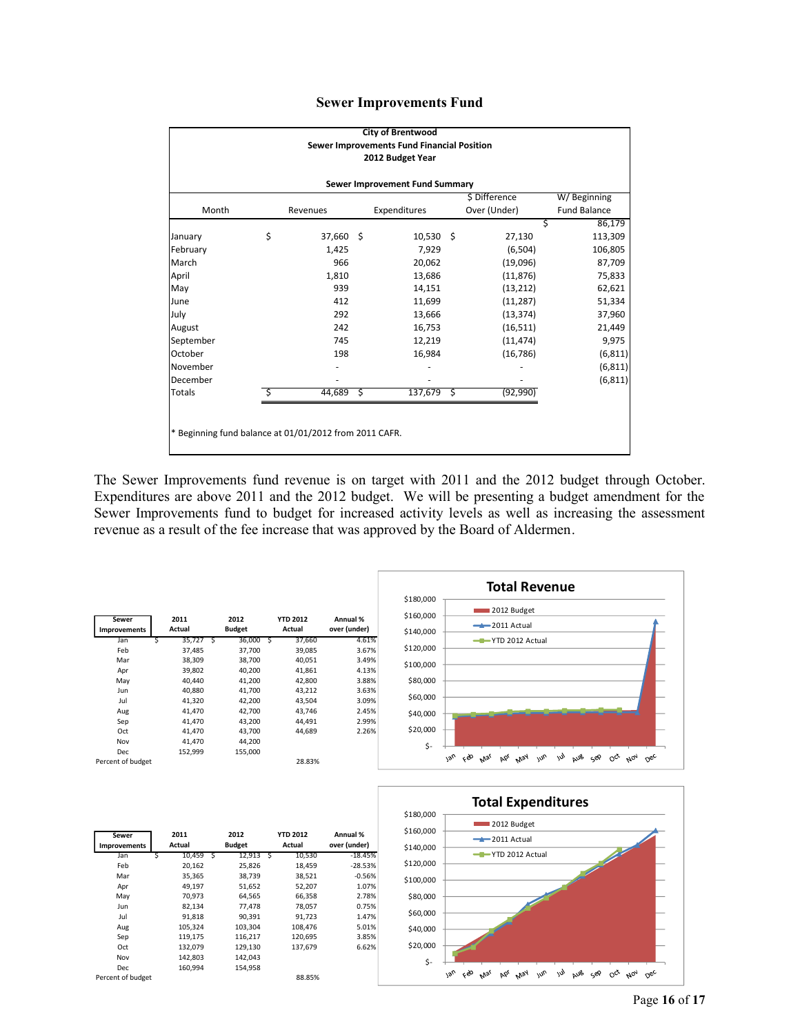# Sewer Improvements Fund

**City of Brentwood**
**Sewer Improvements Fund Financial Position**
**2012 Budget Year**

**Sewer Improvement Fund Summary**

| Month | Revenues | Expenditures | $ Difference Over (Under) | W/ Beginning Fund Balance |
|---|---|---|---|---|
| | | | | $ 86,179 |
| January | $ 37,660 | $ 10,530 | $ 27,130 | 113,309 |
| February | 1,425 | 7,929 | (6,504) | 106,805 |
| March | 966 | 20,062 | (19,096) | 87,709 |
| April | 1,810 | 13,686 | (11,876) | 75,833 |
| May | 939 | 14,151 | (13,212) | 62,621 |
| June | 412 | 11,699 | (11,287) | 51,334 |
| July | 292 | 13,666 | (13,374) | 37,960 |
| August | 242 | 16,753 | (16,511) | 21,449 |
| September | 745 | 12,219 | (11,474) | 9,975 |
| October | 198 | 16,984 | (16,786) | (6,811) |
| November | - | - | - | (6,811) |
| December | - | - | - | (6,811) |
| Totals | $ 44,689 | $ 137,679 | $ (92,990) | |

\* Beginning fund balance at 01/01/2012 from 2011 CAFR.

The Sewer Improvements fund revenue is on target with 2011 and the 2012 budget through October. Expenditures are above 2011 and the 2012 budget. We will be presenting a budget amendment for the Sewer Improvements fund to budget for increased activity levels as well as increasing the assessment revenue as a result of the fee increase that was approved by the Board of Aldermen.

| Sewer Improvements | 2011 Actual | 2012 Budget | YTD 2012 Actual | Annual % over (under) |
|---|---|---|---|---|
| Jan | $ 35,727 | $ 36,000 | $ 37,660 | 4.61% |
| Feb | 37,485 | 37,700 | 39,085 | 3.67% |
| Mar | 38,309 | 38,700 | 40,051 | 3.49% |
| Apr | 39,802 | 40,200 | 41,861 | 4.13% |
| May | 40,440 | 41,200 | 42,800 | 3.88% |
| Jun | 40,880 | 41,700 | 43,212 | 3.63% |
| Jul | 41,320 | 42,200 | 43,504 | 3.09% |
| Aug | 41,470 | 42,700 | 43,746 | 2.45% |
| Sep | 41,470 | 43,200 | 44,491 | 2.99% |
| Oct | 41,470 | 43,700 | 44,689 | 2.26% |
| Nov | 41,470 | 44,200 | | |
| Dec | 152,999 | 155,000 | | |
| Percent of budget | | | 28.83% | |

**Total Revenue** (chart: 2012 Budget, 2011 Actual, YTD 2012 Actual; Jan–Dec; $- to $180,000)

| Sewer Improvements | 2011 Actual | 2012 Budget | YTD 2012 Actual | Annual % over (under) |
|---|---|---|---|---|
| Jan | $ 10,459 | $ 12,913 | $ 10,530 | -18.45% |
| Feb | 20,162 | 25,826 | 18,459 | -28.53% |
| Mar | 35,365 | 38,739 | 38,521 | -0.56% |
| Apr | 49,197 | 51,652 | 52,207 | 1.07% |
| May | 70,973 | 64,565 | 66,358 | 2.78% |
| Jun | 82,134 | 77,478 | 78,057 | 0.75% |
| Jul | 91,818 | 90,391 | 91,723 | 1.47% |
| Aug | 105,324 | 103,304 | 108,476 | 5.01% |
| Sep | 119,175 | 116,217 | 120,695 | 3.85% |
| Oct | 132,079 | 129,130 | 137,679 | 6.62% |
| Nov | 142,803 | 142,043 | | |
| Dec | 160,994 | 154,958 | | |
| Percent of budget | | | 88.85% | |

**Total Expenditures** (chart: 2012 Budget, 2011 Actual, YTD 2012 Actual; Jan–Dec; $- to $180,000)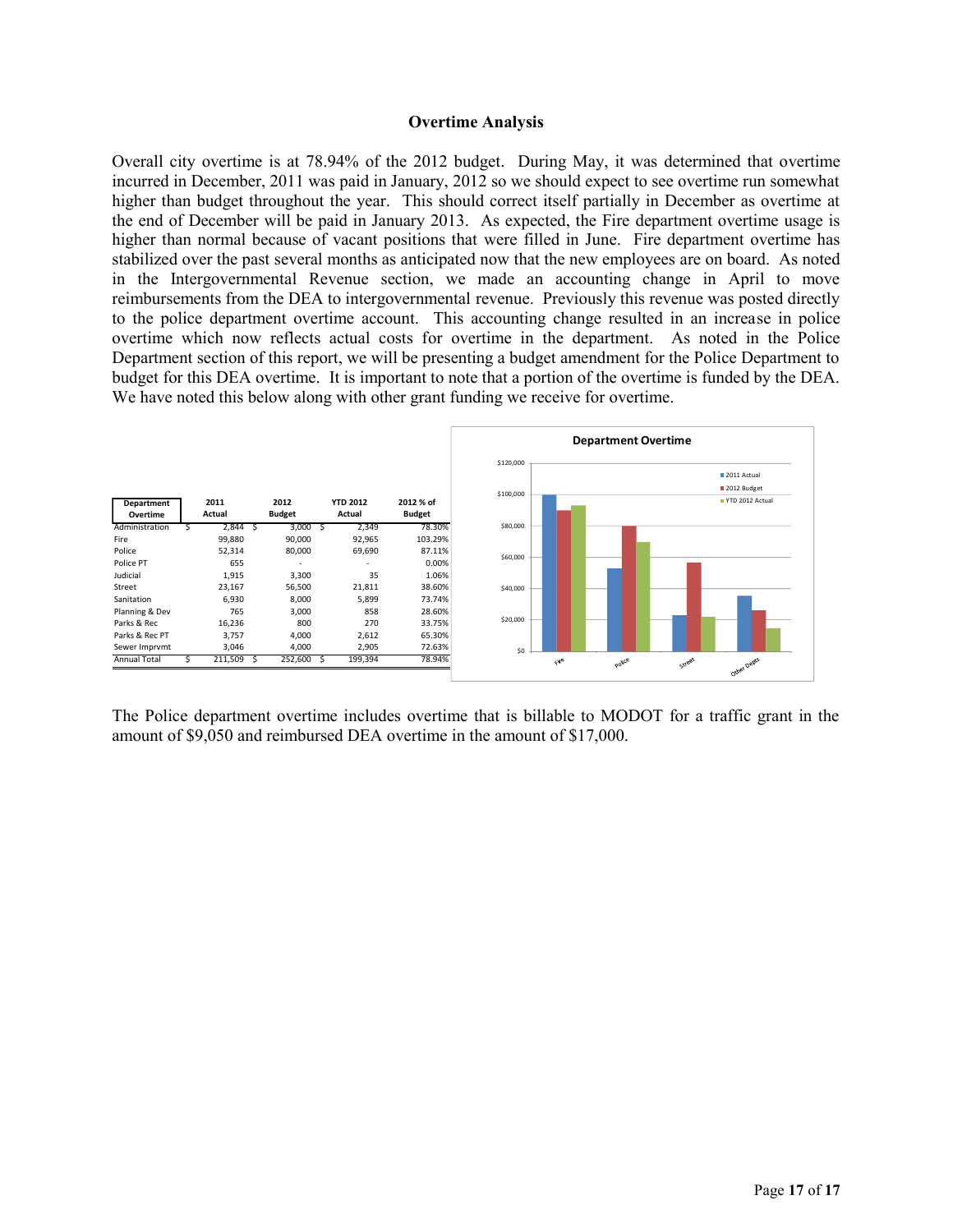## Overtime Analysis

Overall city overtime is at 78.94% of the 2012 budget. During May, it was determined that overtime incurred in December, 2011 was paid in January, 2012 so we should expect to see overtime run somewhat higher than budget throughout the year. This should correct itself partially in December as overtime at the end of December will be paid in January 2013. As expected, the Fire department overtime usage is higher than normal because of vacant positions that were filled in June. Fire department overtime has stabilized over the past several months as anticipated now that the new employees are on board. As noted in the Intergovernmental Revenue section, we made an accounting change in April to move reimbursements from the DEA to intergovernmental revenue. Previously this revenue was posted directly to the police department overtime account. This accounting change resulted in an increase in police overtime which now reflects actual costs for overtime in the department. As noted in the Police Department section of this report, we will be presenting a budget amendment for the Police Department to budget for this DEA overtime. It is important to note that a portion of the overtime is funded by the DEA. We have noted this below along with other grant funding we receive for overtime.

| Department Overtime | 2011 Actual | 2012 Budget | YTD 2012 Actual | 2012 % of Budget |
|---|---|---|---|---|
| Administration | $ 2,844 | $ 3,000 | $ 2,349 | 78.30% |
| Fire | 99,880 | 90,000 | 92,965 | 103.29% |
| Police | 52,314 | 80,000 | 69,690 | 87.11% |
| Police PT | 655 | - | - | 0.00% |
| Judicial | 1,915 | 3,300 | 35 | 1.06% |
| Street | 23,167 | 56,500 | 21,811 | 38.60% |
| Sanitation | 6,930 | 8,000 | 5,899 | 73.74% |
| Planning & Dev | 765 | 3,000 | 858 | 28.60% |
| Parks & Rec | 16,236 | 800 | 270 | 33.75% |
| Parks & Rec PT | 3,757 | 4,000 | 2,612 | 65.30% |
| Sewer Imprvmt | 3,046 | 4,000 | 2,905 | 72.63% |
| Annual Total | $ 211,509 | $ 252,600 | $ 199,394 | 78.94% |

Department Overtime

$120,000
$100,000
$80,000
$60,000
$40,000
$20,000
$0

2011 Actual
2012 Budget
YTD 2012 Actual

Fire
Police
Street
Other Depts

The Police department overtime includes overtime that is billable to MODOT for a traffic grant in the amount of $9,050 and reimbursed DEA overtime in the amount of $17,000.